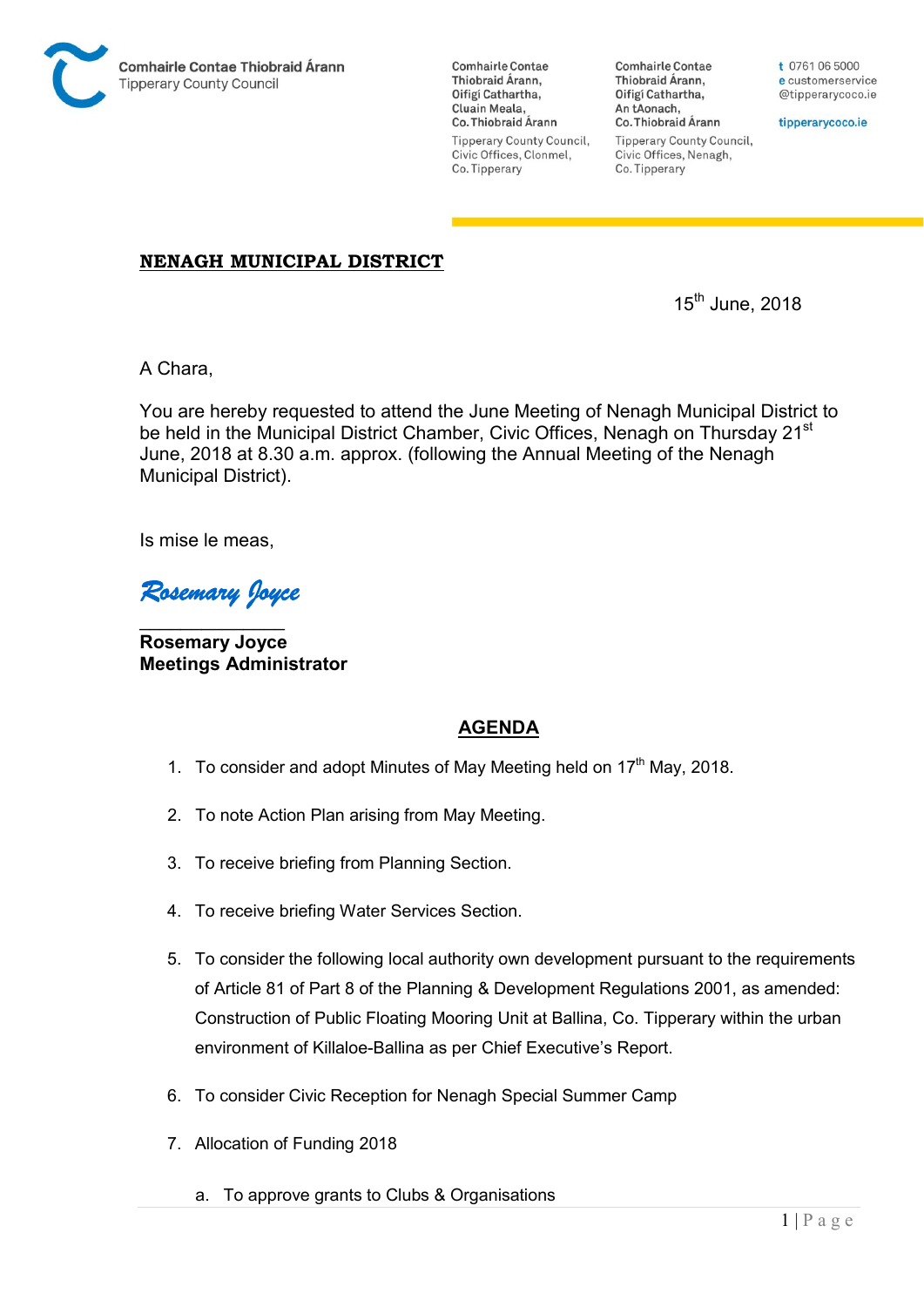Comhairle Contae Thiobraid Árann
Tipperary County Council

Comhairle Contae Thiobraid Árann, Oifigí Cathartha, Cluain Meala, Co. Thiobraid Árann
Tipperary County Council, Civic Offices, Clonmel, Co. Tipperary

Comhairle Contae Thiobraid Árann, Oifigí Cathartha, An tAonach, Co. Thiobraid Árann
Tipperary County Council, Civic Offices, Nenagh, Co. Tipperary

t 0761 06 5000
e customerservice@tipperarycoco.ie
tipperarycoco.ie

**NENAGH MUNICIPAL DISTRICT**

15th June, 2018

A Chara,

You are hereby requested to attend the June Meeting of Nenagh Municipal District to be held in the Municipal District Chamber, Civic Offices, Nenagh on Thursday 21st June, 2018 at 8.30 a.m. approx. (following the Annual Meeting of the Nenagh Municipal District).

Is mise le meas,

*Rosemary Joyce*

**Rosemary Joyce**
**Meetings Administrator**

## AGENDA

1. To consider and adopt Minutes of May Meeting held on 17th May, 2018.
2. To note Action Plan arising from May Meeting.
3. To receive briefing from Planning Section.
4. To receive briefing Water Services Section.
5. To consider the following local authority own development pursuant to the requirements of Article 81 of Part 8 of the Planning & Development Regulations 2001, as amended: Construction of Public Floating Mooring Unit at Ballina, Co. Tipperary within the urban environment of Killaloe-Ballina as per Chief Executive's Report.
6. To consider Civic Reception for Nenagh Special Summer Camp
7. Allocation of Funding 2018

   a. To approve grants to Clubs & Organisations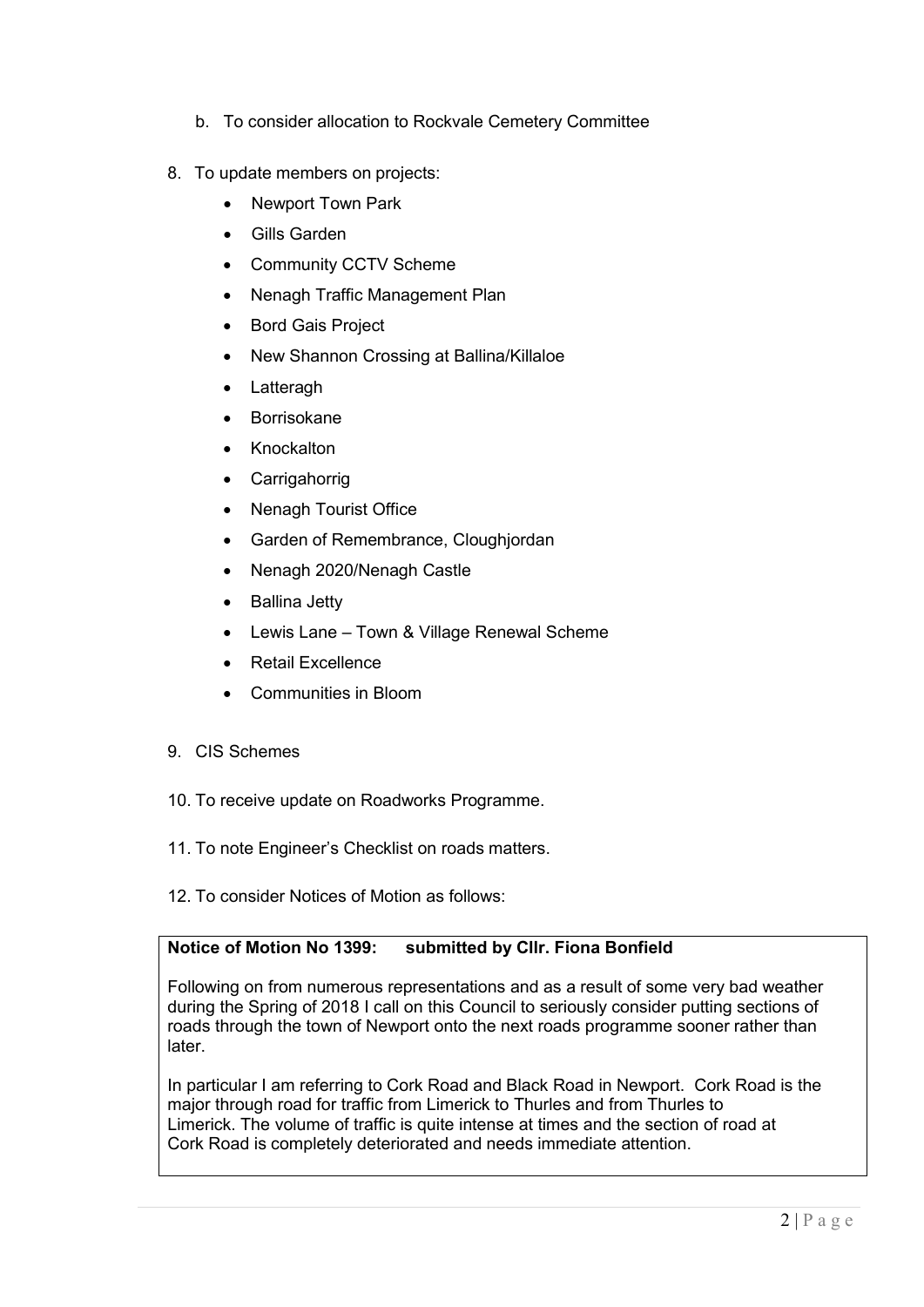b. To consider allocation to Rockvale Cemetery Committee

8. To update members on projects:
   - Newport Town Park
   - Gills Garden
   - Community CCTV Scheme
   - Nenagh Traffic Management Plan
   - Bord Gais Project
   - New Shannon Crossing at Ballina/Killaloe
   - Latteragh
   - Borrisokane
   - Knockalton
   - Carrigahorrig
   - Nenagh Tourist Office
   - Garden of Remembrance, Cloughjordan
   - Nenagh 2020/Nenagh Castle
   - Ballina Jetty
   - Lewis Lane – Town & Village Renewal Scheme
   - Retail Excellence
   - Communities in Bloom

9. CIS Schemes

10. To receive update on Roadworks Programme.

11. To note Engineer's Checklist on roads matters.

12. To consider Notices of Motion as follows:

**Notice of Motion No 1399: submitted by Cllr. Fiona Bonfield**

Following on from numerous representations and as a result of some very bad weather during the Spring of 2018 I call on this Council to seriously consider putting sections of roads through the town of Newport onto the next roads programme sooner rather than later.

In particular I am referring to Cork Road and Black Road in Newport. Cork Road is the major through road for traffic from Limerick to Thurles and from Thurles to Limerick. The volume of traffic is quite intense at times and the section of road at Cork Road is completely deteriorated and needs immediate attention.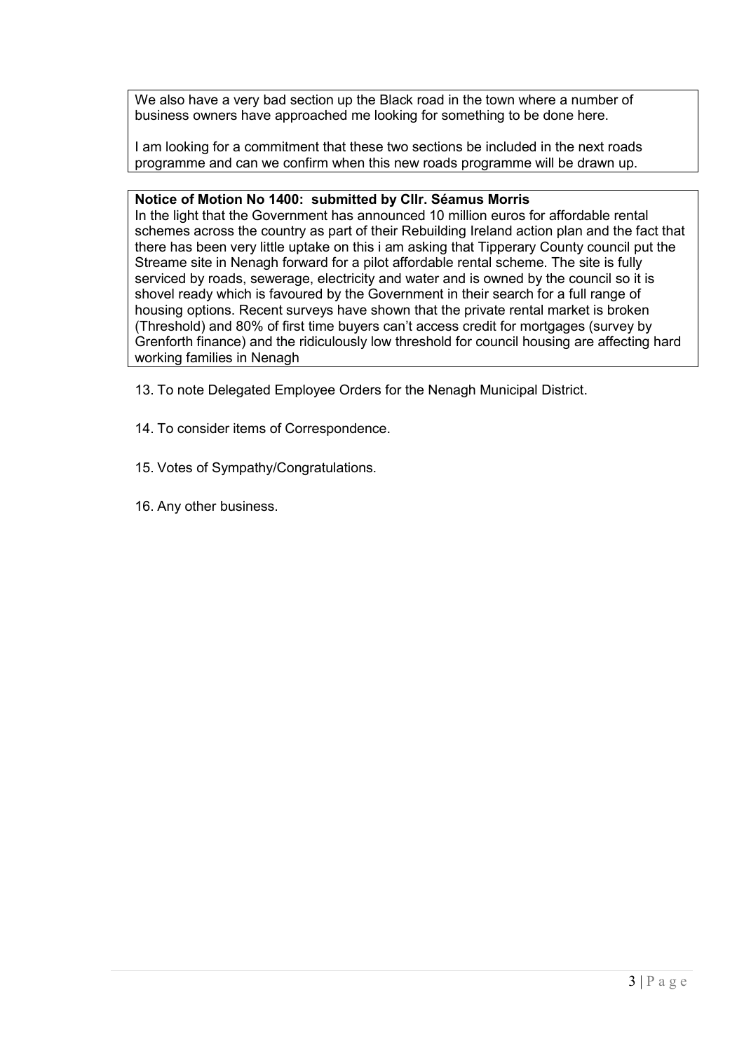We also have a very bad section up the Black road in the town where a number of business owners have approached me looking for something to be done here.

I am looking for a commitment that these two sections be included in the next roads programme and can we confirm when this new roads programme will be drawn up.

**Notice of Motion No 1400: submitted by Cllr. Séamus Morris**

In the light that the Government has announced 10 million euros for affordable rental schemes across the country as part of their Rebuilding Ireland action plan and the fact that there has been very little uptake on this i am asking that Tipperary County council put the Streame site in Nenagh forward for a pilot affordable rental scheme. The site is fully serviced by roads, sewerage, electricity and water and is owned by the council so it is shovel ready which is favoured by the Government in their search for a full range of housing options. Recent surveys have shown that the private rental market is broken (Threshold) and 80% of first time buyers can't access credit for mortgages (survey by Grenforth finance) and the ridiculously low threshold for council housing are affecting hard working families in Nenagh

13. To note Delegated Employee Orders for the Nenagh Municipal District.

14. To consider items of Correspondence.

15. Votes of Sympathy/Congratulations.

16. Any other business.